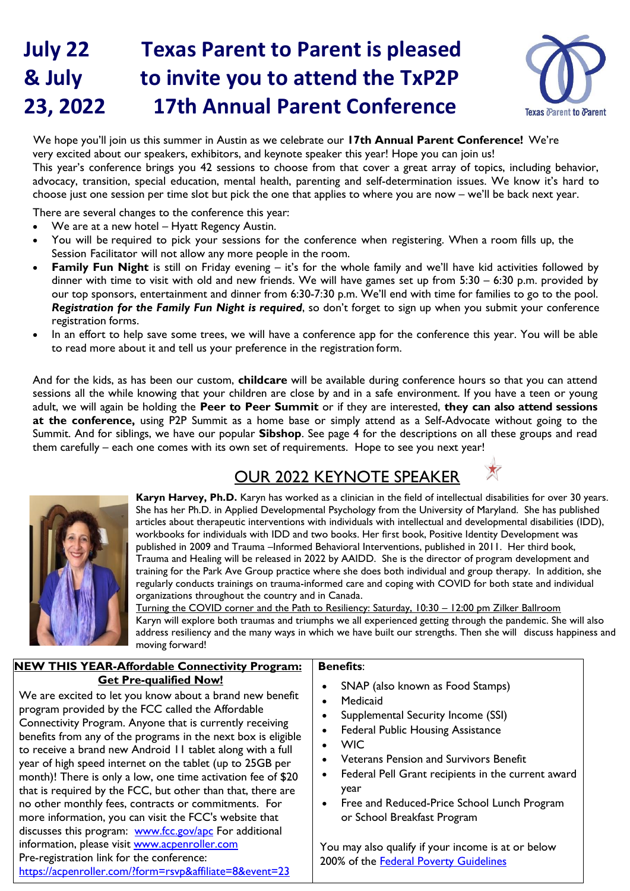# July 22 & July 23, 2022 — Texas Parent to Parent is pleased to invite you to attend the TxP2P 17th Annual Parent Conference

Texas Parent to Parent

We hope you'll join us this summer in Austin as we celebrate our **17th Annual Parent Conference!** We're very excited about our speakers, exhibitors, and keynote speaker this year! Hope you can join us!

This year's conference brings you 42 sessions to choose from that cover a great array of topics, including behavior, advocacy, transition, special education, mental health, parenting and self-determination issues. We know it's hard to choose just one session per time slot but pick the one that applies to where you are now – we'll be back next year.

There are several changes to the conference this year:

- We are at a new hotel – Hyatt Regency Austin.
- You will be required to pick your sessions for the conference when registering. When a room fills up, the Session Facilitator will not allow any more people in the room.
- **Family Fun Night** is still on Friday evening – it's for the whole family and we'll have kid activities followed by dinner with time to visit with old and new friends. We will have games set up from 5:30 – 6:30 p.m. provided by our top sponsors, entertainment and dinner from 6:30-7:30 p.m. We'll end with time for families to go to the pool. ***Registration for the Family Fun Night is required***, so don't forget to sign up when you submit your conference registration forms.
- In an effort to help save some trees, we will have a conference app for the conference this year. You will be able to read more about it and tell us your preference in the registration form.

And for the kids, as has been our custom, **childcare** will be available during conference hours so that you can attend sessions all the while knowing that your children are close by and in a safe environment. If you have a teen or young adult, we will again be holding the **Peer to Peer Summit** or if they are interested, **they can also attend sessions at the conference,** using P2P Summit as a home base or simply attend as a Self-Advocate without going to the Summit. And for siblings, we have our popular **Sibshop**. See page 4 for the descriptions on all these groups and read them carefully – each one comes with its own set of requirements. Hope to see you next year!

## OUR 2022 KEYNOTE SPEAKER

**Karyn Harvey, Ph.D.** Karyn has worked as a clinician in the field of intellectual disabilities for over 30 years. She has her Ph.D. in Applied Developmental Psychology from the University of Maryland. She has published articles about therapeutic interventions with individuals with intellectual and developmental disabilities (IDD), workbooks for individuals with IDD and two books. Her first book, Positive Identity Development was published in 2009 and Trauma –Informed Behavioral Interventions, published in 2011. Her third book, Trauma and Healing will be released in 2022 by AAIDD. She is the director of program development and training for the Park Ave Group practice where she does both individual and group therapy. In addition, she regularly conducts trainings on trauma-informed care and coping with COVID for both state and individual organizations throughout the country and in Canada.

Turning the COVID corner and the Path to Resiliency: Saturday, 10:30 – 12:00 pm Zilker Ballroom

Karyn will explore both traumas and triumphs we all experienced getting through the pandemic. She will also address resiliency and the many ways in which we have built our strengths. Then she will discuss happiness and moving forward!

### NEW THIS YEAR-Affordable Connectivity Program: Get Pre-qualified Now!

We are excited to let you know about a brand new benefit program provided by the FCC called the Affordable Connectivity Program. Anyone that is currently receiving benefits from any of the programs in the next box is eligible to receive a brand new Android 11 tablet along with a full year of high speed internet on the tablet (up to 25GB per month)! There is only a low, one time activation fee of $20 that is required by the FCC, but other than that, there are no other monthly fees, contracts or commitments. For more information, you can visit the FCC's website that discusses this program: www.fcc.gov/apc For additional information, please visit www.acpenroller.com

Pre-registration link for the conference: https://acpenroller.com/?form=rsvp&affiliate=8&event=23

**Benefits**:

- SNAP (also known as Food Stamps)
- Medicaid
- Supplemental Security Income (SSI)
- Federal Public Housing Assistance
- WIC
- Veterans Pension and Survivors Benefit
- Federal Pell Grant recipients in the current award year
- Free and Reduced-Price School Lunch Program or School Breakfast Program

You may also qualify if your income is at or below 200% of the Federal Poverty Guidelines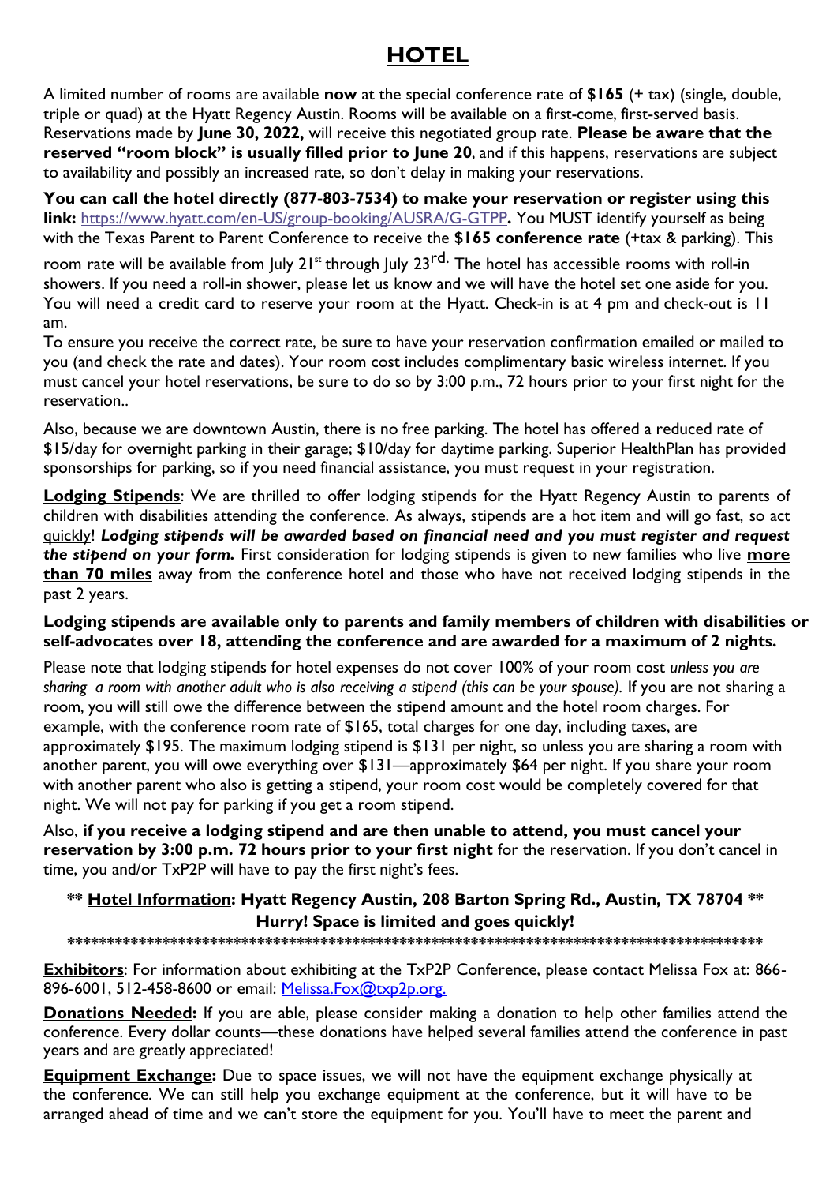# HOTEL

A limited number of rooms are available **now** at the special conference rate of **$165** (+ tax) (single, double, triple or quad) at the Hyatt Regency Austin. Rooms will be available on a first-come, first-served basis. Reservations made by **June 30, 2022,** will receive this negotiated group rate. **Please be aware that the reserved "room block" is usually filled prior to June 20**, and if this happens, reservations are subject to availability and possibly an increased rate, so don't delay in making your reservations.

**You can call the hotel directly (877-803-7534) to make your reservation or register using this link:** [https://www.hyatt.com/en-US/group-booking/AUSRA/G-GTPP](https://www.hyatt.com/en-US/group-booking/AUSRA/G-GTPP)**.** You MUST identify yourself as being with the Texas Parent to Parent Conference to receive the **$165 conference rate** (+tax & parking). This room rate will be available from July 21st through July 23rd. The hotel has accessible rooms with roll-in showers. If you need a roll-in shower, please let us know and we will have the hotel set one aside for you. You will need a credit card to reserve your room at the Hyatt. Check-in is at 4 pm and check-out is 11 am.

To ensure you receive the correct rate, be sure to have your reservation confirmation emailed or mailed to you (and check the rate and dates). Your room cost includes complimentary basic wireless internet. If you must cancel your hotel reservations, be sure to do so by 3:00 p.m., 72 hours prior to your first night for the reservation..

Also, because we are downtown Austin, there is no free parking. The hotel has offered a reduced rate of $15/day for overnight parking in their garage; $10/day for daytime parking. Superior HealthPlan has provided sponsorships for parking, so if you need financial assistance, you must request in your registration.

**Lodging Stipends**: We are thrilled to offer lodging stipends for the Hyatt Regency Austin to parents of children with disabilities attending the conference. As always, stipends are a hot item and will go fast, so act quickly! ***Lodging stipends will be awarded based on financial need and you must register and request the stipend on your form.*** First consideration for lodging stipends is given to new families who live **more than 70 miles** away from the conference hotel and those who have not received lodging stipends in the past 2 years.

**Lodging stipends are available only to parents and family members of children with disabilities or self-advocates over 18, attending the conference and are awarded for a maximum of 2 nights.**

Please note that lodging stipends for hotel expenses do not cover 100% of your room cost *unless you are sharing a room with another adult who is also receiving a stipend (this can be your spouse).* If you are not sharing a room, you will still owe the difference between the stipend amount and the hotel room charges. For example, with the conference room rate of $165, total charges for one day, including taxes, are approximately $195. The maximum lodging stipend is $131 per night, so unless you are sharing a room with another parent, you will owe everything over $131—approximately $64 per night. If you share your room with another parent who also is getting a stipend, your room cost would be completely covered for that night. We will not pay for parking if you get a room stipend.

Also, **if you receive a lodging stipend and are then unable to attend, you must cancel your reservation by 3:00 p.m. 72 hours prior to your first night** for the reservation. If you don't cancel in time, you and/or TxP2P will have to pay the first night's fees.

**** Hotel Information: Hyatt Regency Austin, 208 Barton Spring Rd., Austin, TX 78704 ****

**Hurry! Space is limited and goes quickly!**

******************************************************************************************

**Exhibitors**: For information about exhibiting at the TxP2P Conference, please contact Melissa Fox at: 866-896-6001, 512-458-8600 or email: [Melissa.Fox@txp2p.org.](mailto:Melissa.Fox@txp2p.org)

**Donations Needed:** If you are able, please consider making a donation to help other families attend the conference. Every dollar counts—these donations have helped several families attend the conference in past years and are greatly appreciated!

**Equipment Exchange:** Due to space issues, we will not have the equipment exchange physically at the conference. We can still help you exchange equipment at the conference, but it will have to be arranged ahead of time and we can't store the equipment for you. You'll have to meet the parent and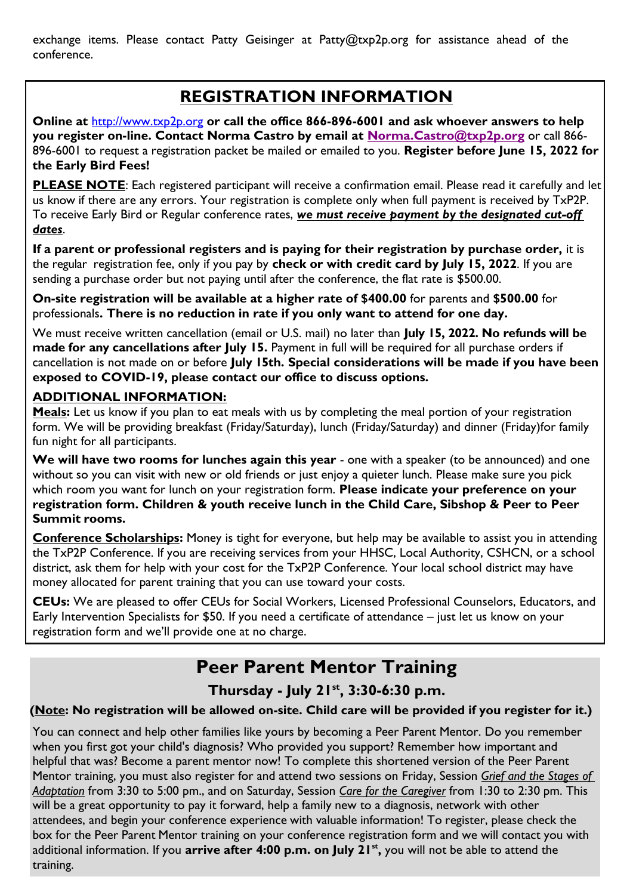exchange items. Please contact Patty Geisinger at Patty@txp2p.org for assistance ahead of the conference.

## REGISTRATION INFORMATION

**Online at** http://www.txp2p.org **or call the office 866-896-6001 and ask whoever answers to help you register on-line. Contact Norma Castro by email at Norma.Castro@txp2p.org** or call 866-896-6001 to request a registration packet be mailed or emailed to you. **Register before June 15, 2022 for the Early Bird Fees!**

**PLEASE NOTE**: Each registered participant will receive a confirmation email. Please read it carefully and let us know if there are any errors. Your registration is complete only when full payment is received by TxP2P. To receive Early Bird or Regular conference rates, ***we must receive payment by the designated cut-off dates***.

**If a parent or professional registers and is paying for their registration by purchase order,** it is the regular registration fee, only if you pay by **check or with credit card by July 15, 2022**. If you are sending a purchase order but not paying until after the conference, the flat rate is $500.00.

**On-site registration will be available at a higher rate of $400.00** for parents and **$500.00** for professionals**. There is no reduction in rate if you only want to attend for one day.**

We must receive written cancellation (email or U.S. mail) no later than **July 15, 2022. No refunds will be made for any cancellations after July 15.** Payment in full will be required for all purchase orders if cancellation is not made on or before **July 15th. Special considerations will be made if you have been exposed to COVID-19, please contact our office to discuss options.**

### ADDITIONAL INFORMATION:

**Meals:** Let us know if you plan to eat meals with us by completing the meal portion of your registration form. We will be providing breakfast (Friday/Saturday), lunch (Friday/Saturday) and dinner (Friday)for family fun night for all participants.

**We will have two rooms for lunches again this year** - one with a speaker (to be announced) and one without so you can visit with new or old friends or just enjoy a quieter lunch. Please make sure you pick which room you want for lunch on your registration form. **Please indicate your preference on your registration form. Children & youth receive lunch in the Child Care, Sibshop & Peer to Peer Summit rooms.**

**Conference Scholarships:** Money is tight for everyone, but help may be available to assist you in attending the TxP2P Conference. If you are receiving services from your HHSC, Local Authority, CSHCN, or a school district, ask them for help with your cost for the TxP2P Conference. Your local school district may have money allocated for parent training that you can use toward your costs.

**CEUs:** We are pleased to offer CEUs for Social Workers, Licensed Professional Counselors, Educators, and Early Intervention Specialists for $50. If you need a certificate of attendance – just let us know on your registration form and we'll provide one at no charge.

## Peer Parent Mentor Training

### Thursday - July 21st, 3:30-6:30 p.m.

**(Note: No registration will be allowed on-site. Child care will be provided if you register for it.)**

You can connect and help other families like yours by becoming a Peer Parent Mentor. Do you remember when you first got your child's diagnosis? Who provided you support? Remember how important and helpful that was? Become a parent mentor now! To complete this shortened version of the Peer Parent Mentor training, you must also register for and attend two sessions on Friday, Session *Grief and the Stages of Adaptation* from 3:30 to 5:00 pm., and on Saturday, Session *Care for the Caregiver* from 1:30 to 2:30 pm. This will be a great opportunity to pay it forward, help a family new to a diagnosis, network with other attendees, and begin your conference experience with valuable information! To register, please check the box for the Peer Parent Mentor training on your conference registration form and we will contact you with additional information. If you **arrive after 4:00 p.m. on July 21st,** you will not be able to attend the training.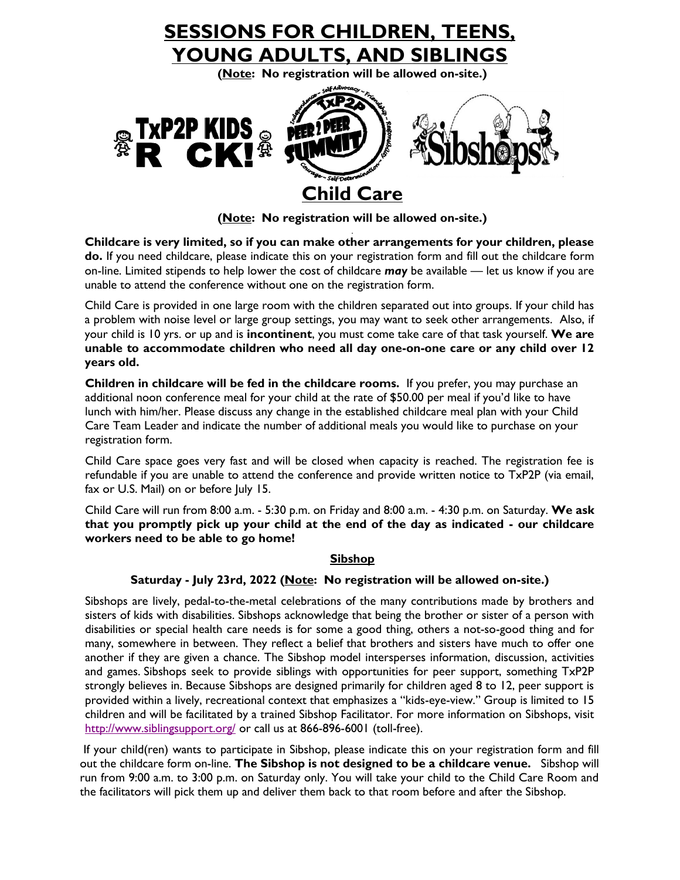# SESSIONS FOR CHILDREN, TEENS, YOUNG ADULTS, AND SIBLINGS

**(Note: No registration will be allowed on-site.)**

## Child Care

**(Note: No registration will be allowed on-site.)**

**Childcare is very limited, so if you can make other arrangements for your children, please do.** If you need childcare, please indicate this on your registration form and fill out the childcare form on-line. Limited stipends to help lower the cost of childcare ***may*** be available — let us know if you are unable to attend the conference without one on the registration form.

Child Care is provided in one large room with the children separated out into groups. If your child has a problem with noise level or large group settings, you may want to seek other arrangements. Also, if your child is 10 yrs. or up and is **incontinent**, you must come take care of that task yourself. **We are unable to accommodate children who need all day one-on-one care or any child over 12 years old.**

**Children in childcare will be fed in the childcare rooms.** If you prefer, you may purchase an additional noon conference meal for your child at the rate of $50.00 per meal if you'd like to have lunch with him/her. Please discuss any change in the established childcare meal plan with your Child Care Team Leader and indicate the number of additional meals you would like to purchase on your registration form.

Child Care space goes very fast and will be closed when capacity is reached. The registration fee is refundable if you are unable to attend the conference and provide written notice to TxP2P (via email, fax or U.S. Mail) on or before July 15.

Child Care will run from 8:00 a.m. - 5:30 p.m. on Friday and 8:00 a.m. - 4:30 p.m. on Saturday. **We ask that you promptly pick up your child at the end of the day as indicated - our childcare workers need to be able to go home!**

### Sibshop

**Saturday - July 23rd, 2022 (Note: No registration will be allowed on-site.)**

Sibshops are lively, pedal-to-the-metal celebrations of the many contributions made by brothers and sisters of kids with disabilities. Sibshops acknowledge that being the brother or sister of a person with disabilities or special health care needs is for some a good thing, others a not-so-good thing and for many, somewhere in between. They reflect a belief that brothers and sisters have much to offer one another if they are given a chance. The Sibshop model intersperses information, discussion, activities and games. Sibshops seek to provide siblings with opportunities for peer support, something TxP2P strongly believes in. Because Sibshops are designed primarily for children aged 8 to 12, peer support is provided within a lively, recreational context that emphasizes a "kids-eye-view." Group is limited to 15 children and will be facilitated by a trained Sibshop Facilitator. For more information on Sibshops, visit http://www.siblingsupport.org/ or call us at 866-896-6001 (toll-free).

If your child(ren) wants to participate in Sibshop, please indicate this on your registration form and fill out the childcare form on-line. **The Sibshop is not designed to be a childcare venue.** Sibshop will run from 9:00 a.m. to 3:00 p.m. on Saturday only. You will take your child to the Child Care Room and the facilitators will pick them up and deliver them back to that room before and after the Sibshop.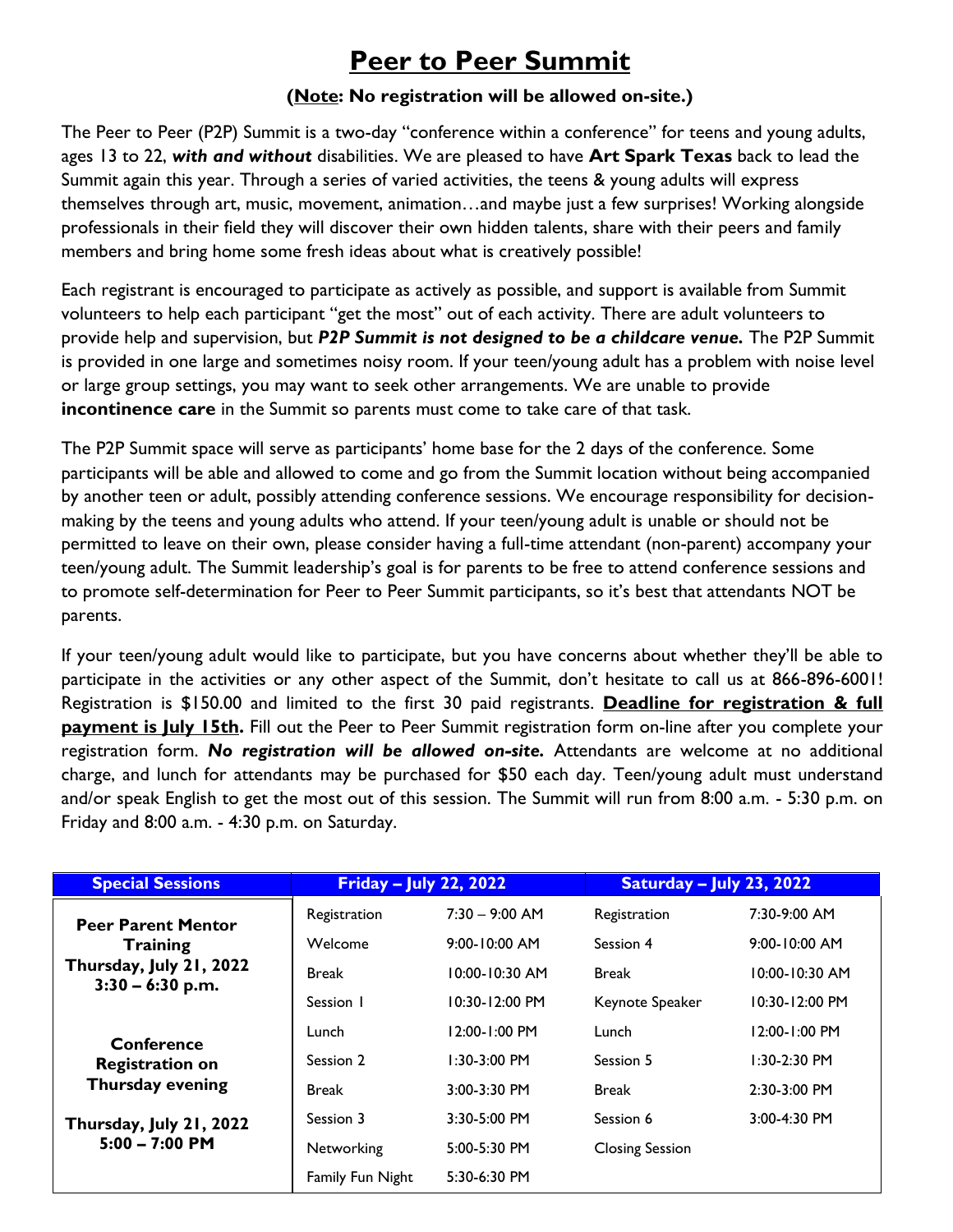# Peer to Peer Summit

**(Note: No registration will be allowed on-site.)**

The Peer to Peer (P2P) Summit is a two-day "conference within a conference" for teens and young adults, ages 13 to 22, ***with and without*** disabilities. We are pleased to have **Art Spark Texas** back to lead the Summit again this year. Through a series of varied activities, the teens & young adults will express themselves through art, music, movement, animation…and maybe just a few surprises! Working alongside professionals in their field they will discover their own hidden talents, share with their peers and family members and bring home some fresh ideas about what is creatively possible!

Each registrant is encouraged to participate as actively as possible, and support is available from Summit volunteers to help each participant "get the most" out of each activity. There are adult volunteers to provide help and supervision, but ***P2P Summit is not designed to be a childcare venue.*** The P2P Summit is provided in one large and sometimes noisy room. If your teen/young adult has a problem with noise level or large group settings, you may want to seek other arrangements. We are unable to provide **incontinence care** in the Summit so parents must come to take care of that task.

The P2P Summit space will serve as participants' home base for the 2 days of the conference. Some participants will be able and allowed to come and go from the Summit location without being accompanied by another teen or adult, possibly attending conference sessions. We encourage responsibility for decision-making by the teens and young adults who attend. If your teen/young adult is unable or should not be permitted to leave on their own, please consider having a full-time attendant (non-parent) accompany your teen/young adult. The Summit leadership's goal is for parents to be free to attend conference sessions and to promote self-determination for Peer to Peer Summit participants, so it's best that attendants NOT be parents.

If your teen/young adult would like to participate, but you have concerns about whether they'll be able to participate in the activities or any other aspect of the Summit, don't hesitate to call us at 866-896-6001! Registration is $150.00 and limited to the first 30 paid registrants. **Deadline for registration & full payment is July 15th.** Fill out the Peer to Peer Summit registration form on-line after you complete your registration form. ***No registration will be allowed on-site.*** Attendants are welcome at no additional charge, and lunch for attendants may be purchased for $50 each day. Teen/young adult must understand and/or speak English to get the most out of this session. The Summit will run from 8:00 a.m. - 5:30 p.m. on Friday and 8:00 a.m. - 4:30 p.m. on Saturday.

| Special Sessions | Friday – July 22, 2022 | | Saturday – July 23, 2022 | |
|---|---|---|---|---|
| **Peer Parent Mentor Training** | Registration | 7:30 – 9:00 AM | Registration | 7:30-9:00 AM |
| **Thursday, July 21, 2022** | Welcome | 9:00-10:00 AM | Session 4 | 9:00-10:00 AM |
| **3:30 – 6:30 p.m.** | Break | 10:00-10:30 AM | Break | 10:00-10:30 AM |
| | Session 1 | 10:30-12:00 PM | Keynote Speaker | 10:30-12:00 PM |
| **Conference Registration on Thursday evening** | Lunch | 12:00-1:00 PM | Lunch | 12:00-1:00 PM |
| | Session 2 | 1:30-3:00 PM | Session 5 | 1:30-2:30 PM |
| | Break | 3:00-3:30 PM | Break | 2:30-3:00 PM |
| **Thursday, July 21, 2022** | Session 3 | 3:30-5:00 PM | Session 6 | 3:00-4:30 PM |
| **5:00 – 7:00 PM** | Networking | 5:00-5:30 PM | Closing Session | |
| | Family Fun Night | 5:30-6:30 PM | | |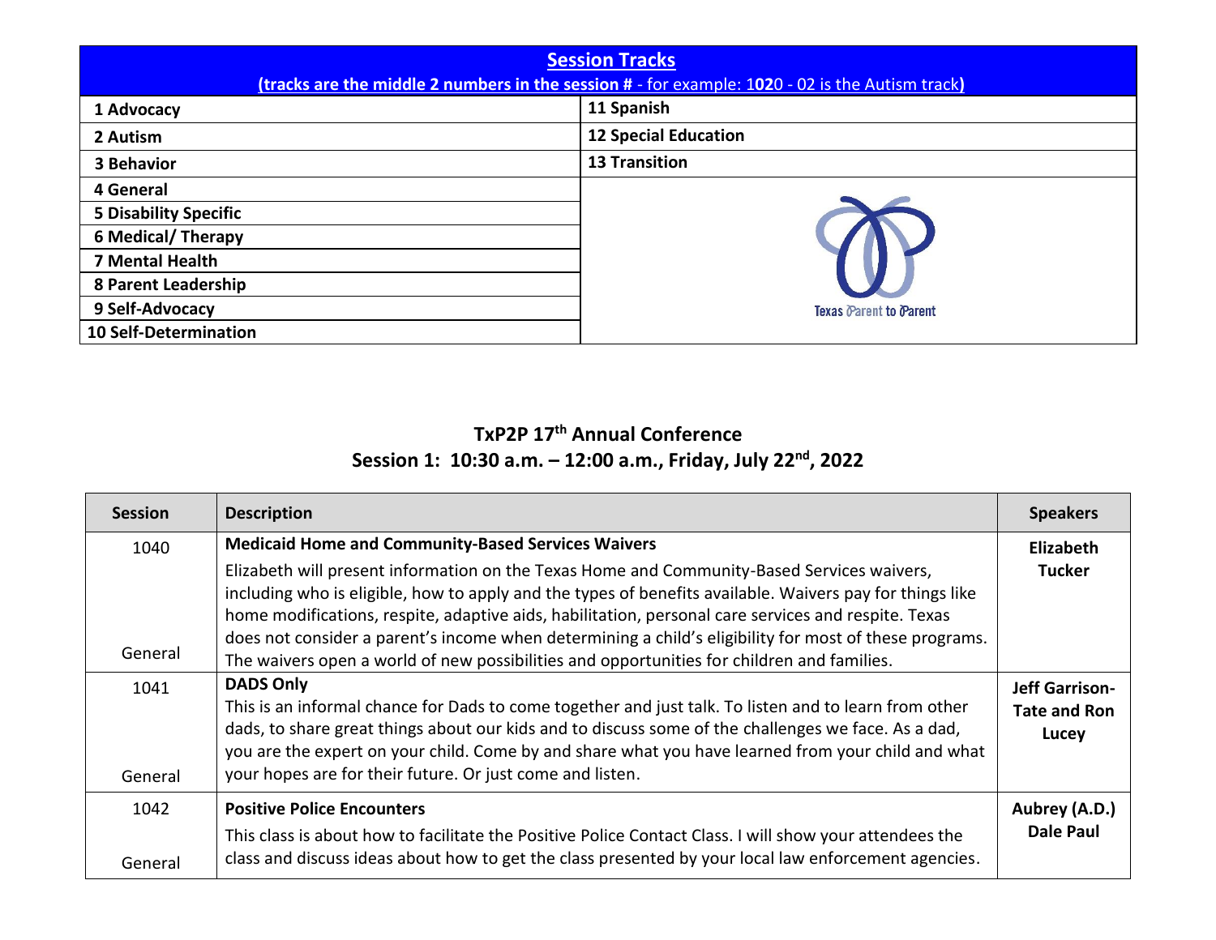| **Session Tracks** | |
|---|---|
| **(tracks are the middle 2 numbers in the session # - for example: 1020 - 02 is the Autism track)** | |
| **1 Advocacy** | **11 Spanish** |
| **2 Autism** | **12 Special Education** |
| **3 Behavior** | **13 Transition** |
| **4 General** | |
| **5 Disability Specific** | |
| **6 Medical/ Therapy** | |
| **7 Mental Health** | |
| **8 Parent Leadership** | |
| **9 Self-Advocacy** | Texas Parent to Parent |
| **10 Self-Determination** | |

## TxP2P 17th Annual Conference
## Session 1: 10:30 a.m. – 12:00 a.m., Friday, July 22nd, 2022

| Session | Description | Speakers |
|---|---|---|
| 1040<br><br>General | **Medicaid Home and Community-Based Services Waivers**<br>Elizabeth will present information on the Texas Home and Community-Based Services waivers, including who is eligible, how to apply and the types of benefits available. Waivers pay for things like home modifications, respite, adaptive aids, habilitation, personal care services and respite. Texas does not consider a parent's income when determining a child's eligibility for most of these programs. The waivers open a world of new possibilities and opportunities for children and families. | **Elizabeth Tucker** |
| 1041<br><br>General | **DADS Only**<br>This is an informal chance for Dads to come together and just talk. To listen and to learn from other dads, to share great things about our kids and to discuss some of the challenges we face. As a dad, you are the expert on your child. Come by and share what you have learned from your child and what your hopes are for their future. Or just come and listen. | **Jeff Garrison-Tate and Ron Lucey** |
| 1042<br><br>General | **Positive Police Encounters**<br>This class is about how to facilitate the Positive Police Contact Class. I will show your attendees the class and discuss ideas about how to get the class presented by your local law enforcement agencies. | **Aubrey (A.D.) Dale Paul** |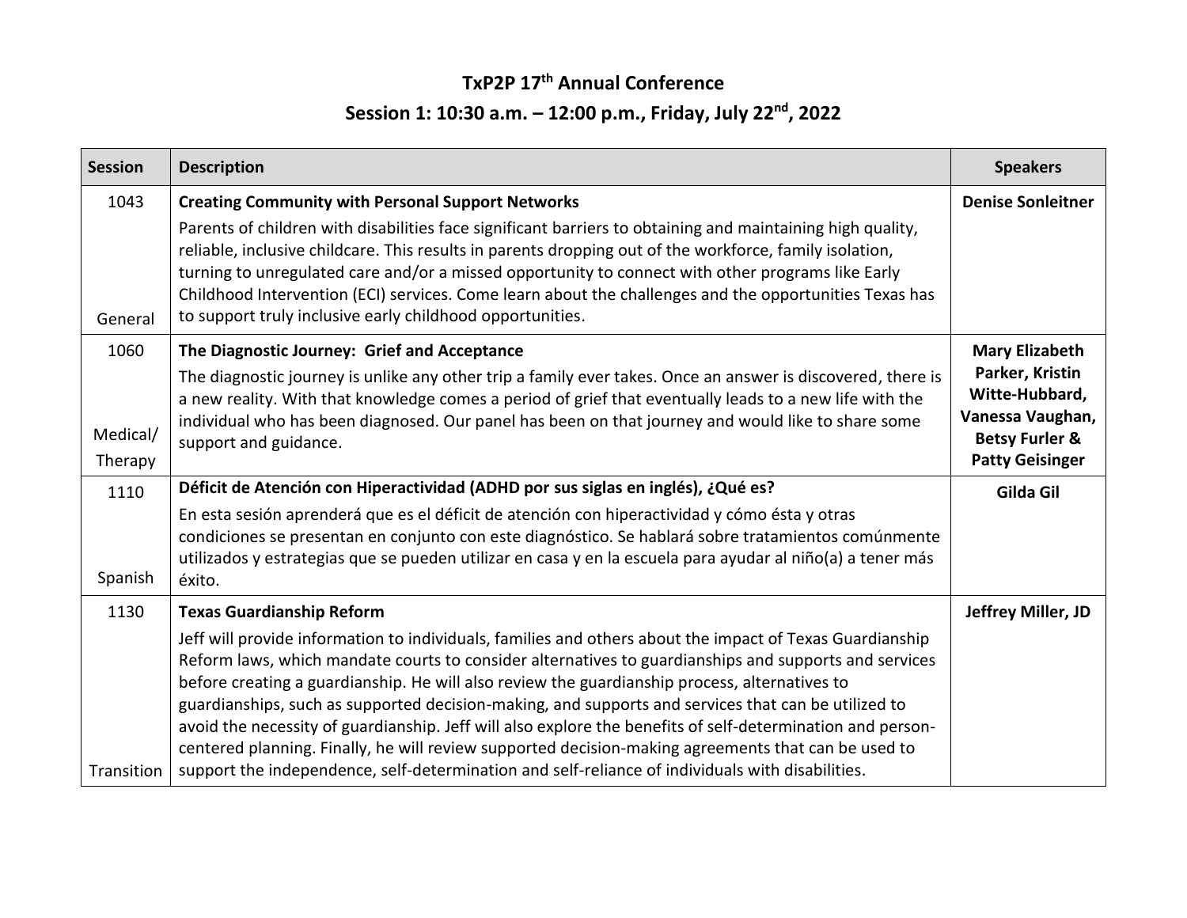# TxP2P 17th Annual Conference

## Session 1: 10:30 a.m. – 12:00 p.m., Friday, July 22nd, 2022

| Session | Description | Speakers |
| --- | --- | --- |
| 1043<br><br>General | **Creating Community with Personal Support Networks**<br>Parents of children with disabilities face significant barriers to obtaining and maintaining high quality, reliable, inclusive childcare. This results in parents dropping out of the workforce, family isolation, turning to unregulated care and/or a missed opportunity to connect with other programs like Early Childhood Intervention (ECI) services. Come learn about the challenges and the opportunities Texas has to support truly inclusive early childhood opportunities. | **Denise Sonleitner** |
| 1060<br><br>Medical/ Therapy | **The Diagnostic Journey: Grief and Acceptance**<br>The diagnostic journey is unlike any other trip a family ever takes. Once an answer is discovered, there is a new reality. With that knowledge comes a period of grief that eventually leads to a new life with the individual who has been diagnosed. Our panel has been on that journey and would like to share some support and guidance. | **Mary Elizabeth Parker, Kristin Witte-Hubbard, Vanessa Vaughan, Betsy Furler & Patty Geisinger** |
| 1110<br><br>Spanish | **Déficit de Atención con Hiperactividad (ADHD por sus siglas en inglés), ¿Qué es?**<br>En esta sesión aprenderá que es el déficit de atención con hiperactividad y cómo ésta y otras condiciones se presentan en conjunto con este diagnóstico. Se hablará sobre tratamientos comúnmente utilizados y estrategias que se pueden utilizar en casa y en la escuela para ayudar al niño(a) a tener más éxito. | **Gilda Gil** |
| 1130<br><br>Transition | **Texas Guardianship Reform**<br>Jeff will provide information to individuals, families and others about the impact of Texas Guardianship Reform laws, which mandate courts to consider alternatives to guardianships and supports and services before creating a guardianship. He will also review the guardianship process, alternatives to guardianships, such as supported decision-making, and supports and services that can be utilized to avoid the necessity of guardianship. Jeff will also explore the benefits of self-determination and person-centered planning. Finally, he will review supported decision-making agreements that can be used to support the independence, self-determination and self-reliance of individuals with disabilities. | **Jeffrey Miller, JD** |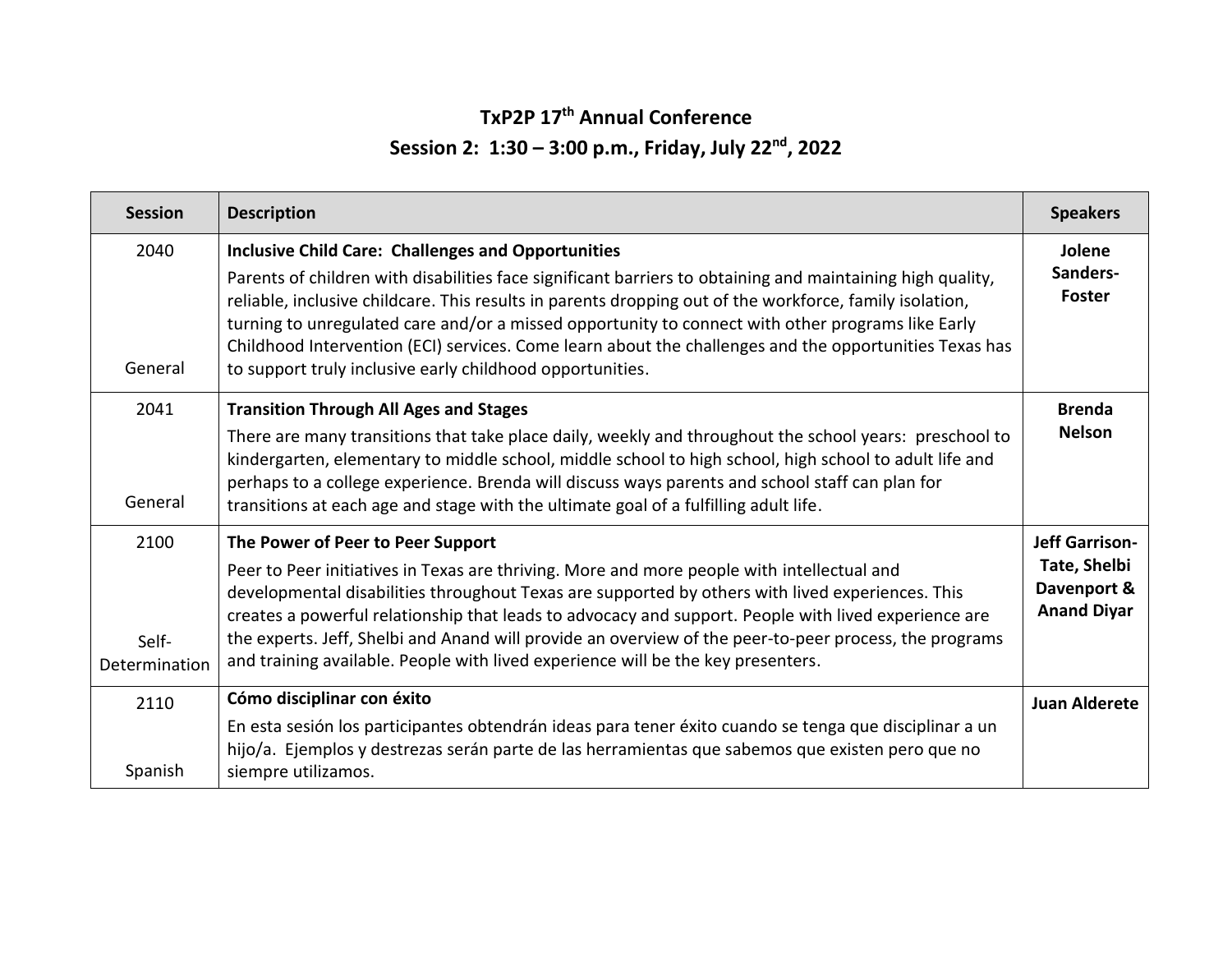# TxP2P 17th Annual Conference

## Session 2: 1:30 – 3:00 p.m., Friday, July 22nd, 2022

| Session | Description | Speakers |
|---|---|---|
| 2040<br><br>General | **Inclusive Child Care: Challenges and Opportunities**<br>Parents of children with disabilities face significant barriers to obtaining and maintaining high quality, reliable, inclusive childcare. This results in parents dropping out of the workforce, family isolation, turning to unregulated care and/or a missed opportunity to connect with other programs like Early Childhood Intervention (ECI) services. Come learn about the challenges and the opportunities Texas has to support truly inclusive early childhood opportunities. | **Jolene Sanders-Foster** |
| 2041<br><br>General | **Transition Through All Ages and Stages**<br>There are many transitions that take place daily, weekly and throughout the school years: preschool to kindergarten, elementary to middle school, middle school to high school, high school to adult life and perhaps to a college experience. Brenda will discuss ways parents and school staff can plan for transitions at each age and stage with the ultimate goal of a fulfilling adult life. | **Brenda Nelson** |
| 2100<br><br>Self-Determination | **The Power of Peer to Peer Support**<br>Peer to Peer initiatives in Texas are thriving. More and more people with intellectual and developmental disabilities throughout Texas are supported by others with lived experiences. This creates a powerful relationship that leads to advocacy and support. People with lived experience are the experts. Jeff, Shelbi and Anand will provide an overview of the peer-to-peer process, the programs and training available. People with lived experience will be the key presenters. | **Jeff Garrison-Tate, Shelbi Davenport & Anand Diyar** |
| 2110<br><br>Spanish | **Cómo disciplinar con éxito**<br>En esta sesión los participantes obtendrán ideas para tener éxito cuando se tenga que disciplinar a un hijo/a. Ejemplos y destrezas serán parte de las herramientas que sabemos que existen pero que no siempre utilizamos. | **Juan Alderete** |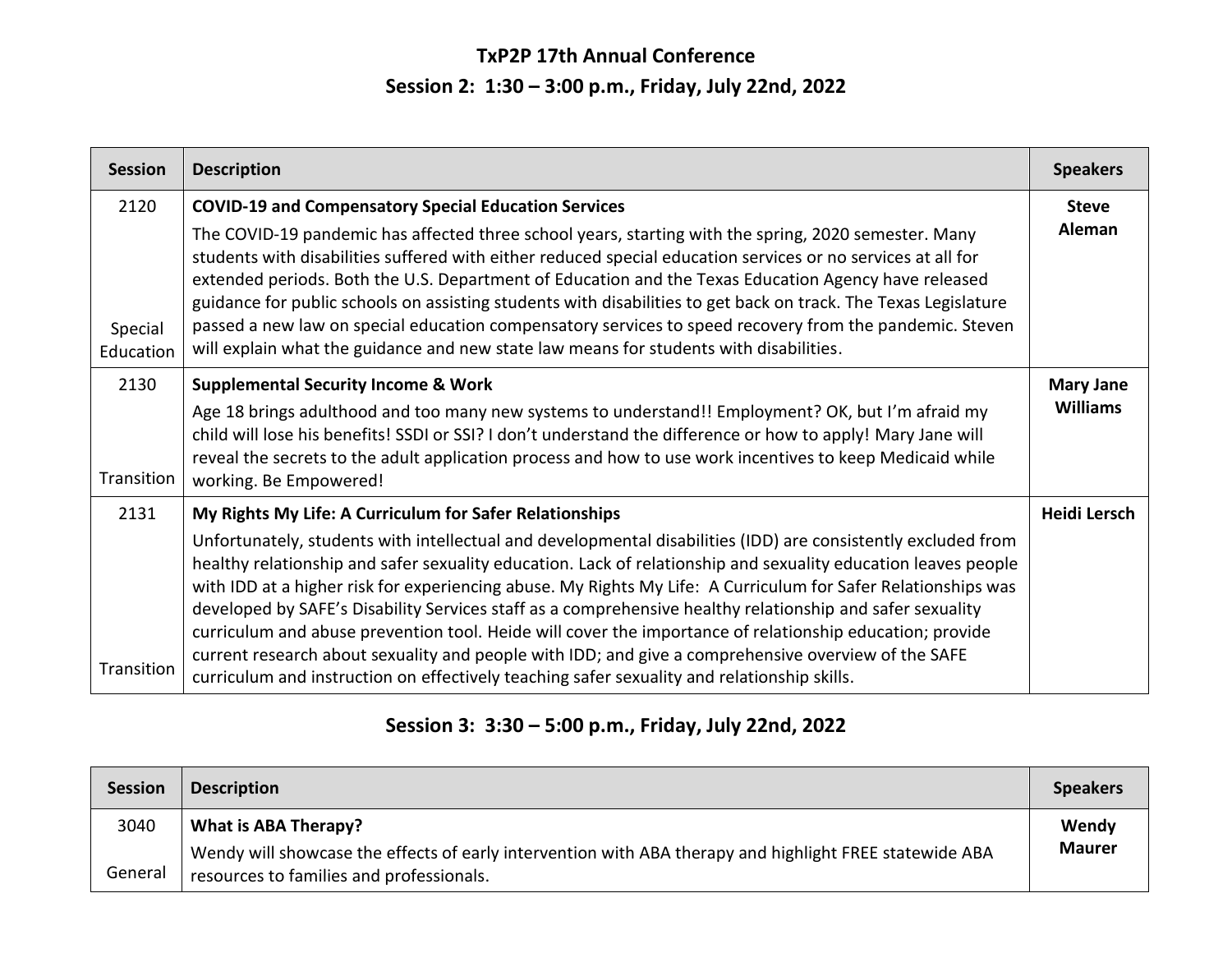## TxP2P 17th Annual Conference

### Session 2: 1:30 – 3:00 p.m., Friday, July 22nd, 2022

| Session | Description | Speakers |
|---|---|---|
| 2120<br><br>Special Education | **COVID-19 and Compensatory Special Education Services**<br>The COVID-19 pandemic has affected three school years, starting with the spring, 2020 semester. Many students with disabilities suffered with either reduced special education services or no services at all for extended periods. Both the U.S. Department of Education and the Texas Education Agency have released guidance for public schools on assisting students with disabilities to get back on track. The Texas Legislature passed a new law on special education compensatory services to speed recovery from the pandemic. Steven will explain what the guidance and new state law means for students with disabilities. | **Steve Aleman** |
| 2130<br><br>Transition | **Supplemental Security Income & Work**<br>Age 18 brings adulthood and too many new systems to understand!! Employment? OK, but I'm afraid my child will lose his benefits! SSDI or SSI? I don't understand the difference or how to apply! Mary Jane will reveal the secrets to the adult application process and how to use work incentives to keep Medicaid while working. Be Empowered! | **Mary Jane Williams** |
| 2131<br><br>Transition | **My Rights My Life: A Curriculum for Safer Relationships**<br>Unfortunately, students with intellectual and developmental disabilities (IDD) are consistently excluded from healthy relationship and safer sexuality education. Lack of relationship and sexuality education leaves people with IDD at a higher risk for experiencing abuse. My Rights My Life: A Curriculum for Safer Relationships was developed by SAFE's Disability Services staff as a comprehensive healthy relationship and safer sexuality curriculum and abuse prevention tool. Heide will cover the importance of relationship education; provide current research about sexuality and people with IDD; and give a comprehensive overview of the SAFE curriculum and instruction on effectively teaching safer sexuality and relationship skills. | **Heidi Lersch** |

### Session 3: 3:30 – 5:00 p.m., Friday, July 22nd, 2022

| Session | Description | Speakers |
|---|---|---|
| 3040<br><br>General | **What is ABA Therapy?**<br>Wendy will showcase the effects of early intervention with ABA therapy and highlight FREE statewide ABA resources to families and professionals. | **Wendy Maurer** |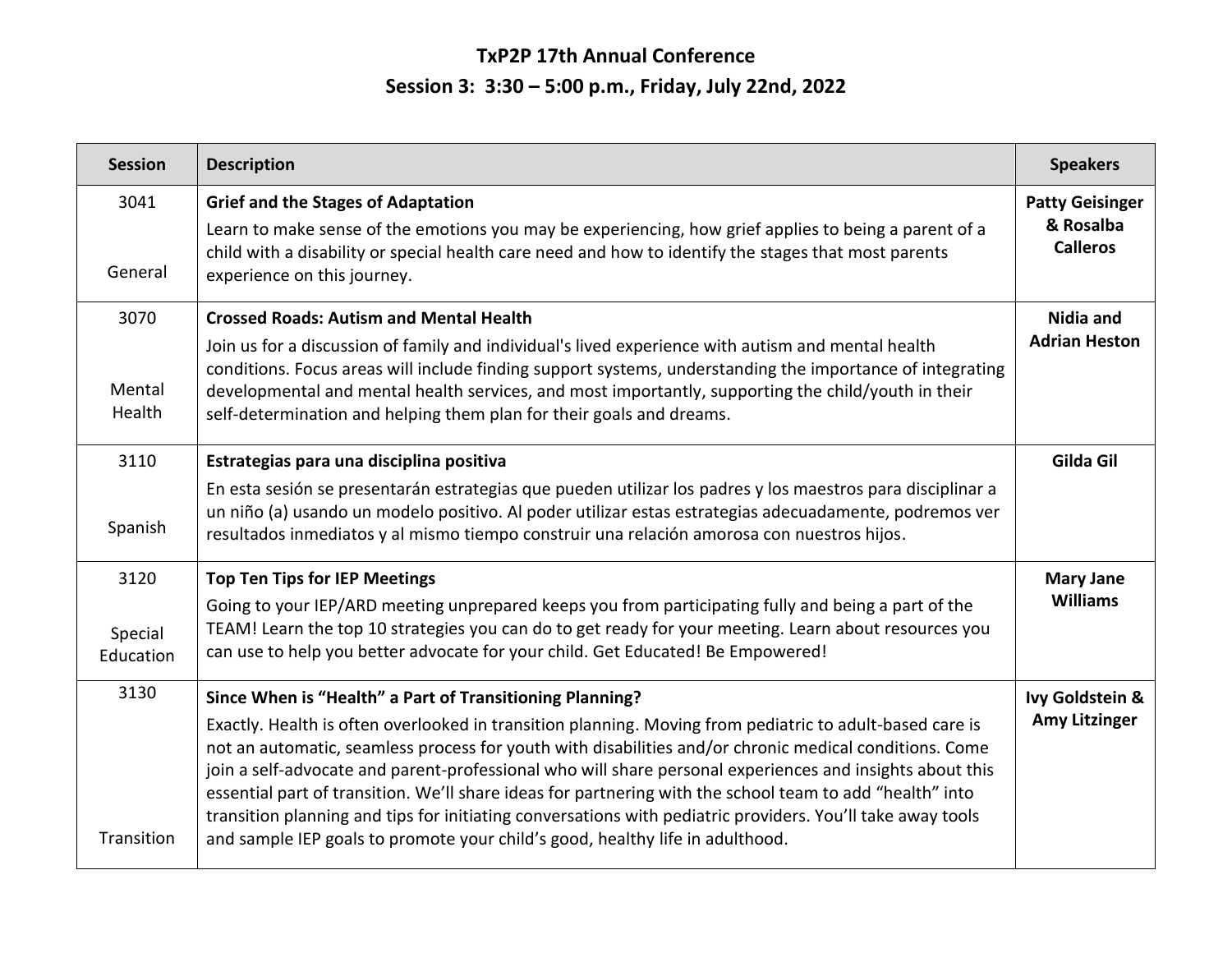# TxP2P 17th Annual Conference

## Session 3: 3:30 – 5:00 p.m., Friday, July 22nd, 2022

| Session | Description | Speakers |
|---|---|---|
| 3041<br><br>General | **Grief and the Stages of Adaptation**<br>Learn to make sense of the emotions you may be experiencing, how grief applies to being a parent of a child with a disability or special health care need and how to identify the stages that most parents experience on this journey. | **Patty Geisinger & Rosalba Calleros** |
| 3070<br><br>Mental Health | **Crossed Roads: Autism and Mental Health**<br>Join us for a discussion of family and individual's lived experience with autism and mental health conditions. Focus areas will include finding support systems, understanding the importance of integrating developmental and mental health services, and most importantly, supporting the child/youth in their self-determination and helping them plan for their goals and dreams. | **Nidia and Adrian Heston** |
| 3110<br><br>Spanish | **Estrategias para una disciplina positiva**<br>En esta sesión se presentarán estrategias que pueden utilizar los padres y los maestros para disciplinar a un niño (a) usando un modelo positivo. Al poder utilizar estas estrategias adecuadamente, podremos ver resultados inmediatos y al mismo tiempo construir una relación amorosa con nuestros hijos. | **Gilda Gil** |
| 3120<br><br>Special Education | **Top Ten Tips for IEP Meetings**<br>Going to your IEP/ARD meeting unprepared keeps you from participating fully and being a part of the TEAM! Learn the top 10 strategies you can do to get ready for your meeting. Learn about resources you can use to help you better advocate for your child. Get Educated! Be Empowered! | **Mary Jane Williams** |
| 3130<br><br>Transition | **Since When is "Health" a Part of Transitioning Planning?**<br>Exactly. Health is often overlooked in transition planning. Moving from pediatric to adult-based care is not an automatic, seamless process for youth with disabilities and/or chronic medical conditions. Come join a self-advocate and parent-professional who will share personal experiences and insights about this essential part of transition. We'll share ideas for partnering with the school team to add "health" into transition planning and tips for initiating conversations with pediatric providers. You'll take away tools and sample IEP goals to promote your child's good, healthy life in adulthood. | **Ivy Goldstein & Amy Litzinger** |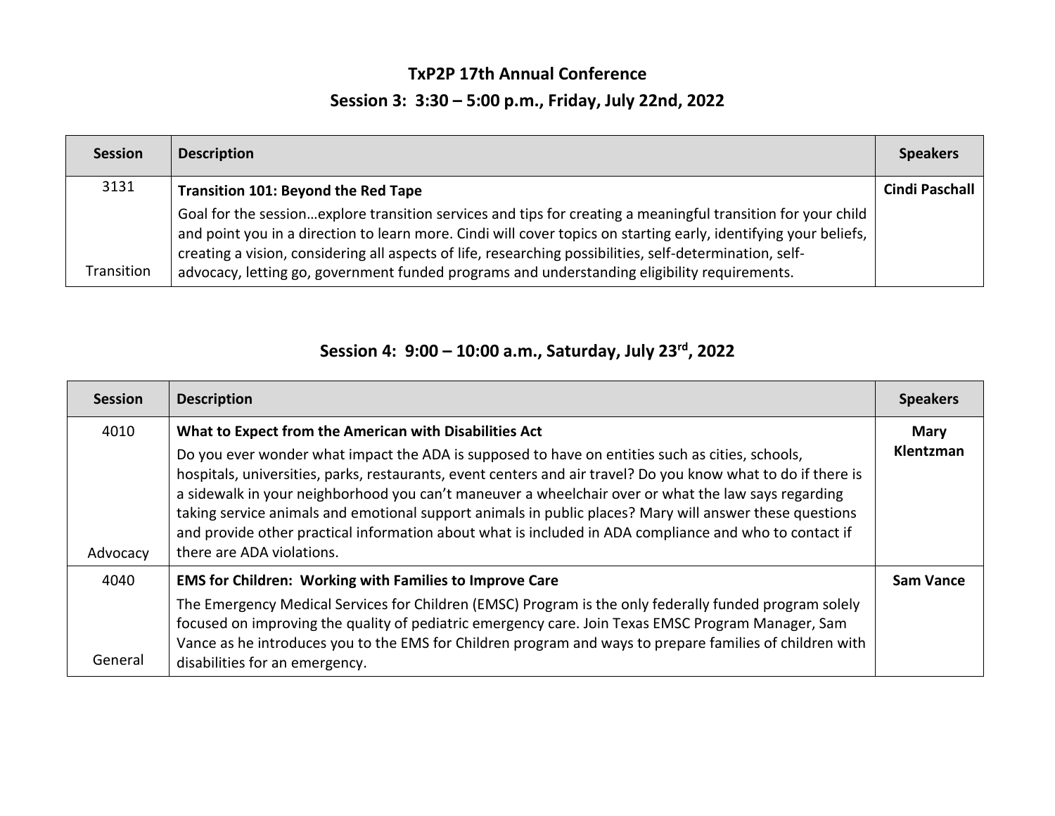## TxP2P 17th Annual Conference

## Session 3: 3:30 – 5:00 p.m., Friday, July 22nd, 2022

| Session | Description | Speakers |
|---|---|---|
| 3131<br><br>Transition | **Transition 101: Beyond the Red Tape**<br>Goal for the session…explore transition services and tips for creating a meaningful transition for your child and point you in a direction to learn more. Cindi will cover topics on starting early, identifying your beliefs, creating a vision, considering all aspects of life, researching possibilities, self-determination, self-advocacy, letting go, government funded programs and understanding eligibility requirements. | **Cindi Paschall** |

## Session 4: 9:00 – 10:00 a.m., Saturday, July 23rd, 2022

| Session | Description | Speakers |
|---|---|---|
| 4010<br><br>Advocacy | **What to Expect from the American with Disabilities Act**<br>Do you ever wonder what impact the ADA is supposed to have on entities such as cities, schools, hospitals, universities, parks, restaurants, event centers and air travel? Do you know what to do if there is a sidewalk in your neighborhood you can't maneuver a wheelchair over or what the law says regarding taking service animals and emotional support animals in public places? Mary will answer these questions and provide other practical information about what is included in ADA compliance and who to contact if there are ADA violations. | **Mary Klentzman** |
| 4040<br><br>General | **EMS for Children: Working with Families to Improve Care**<br>The Emergency Medical Services for Children (EMSC) Program is the only federally funded program solely focused on improving the quality of pediatric emergency care. Join Texas EMSC Program Manager, Sam Vance as he introduces you to the EMS for Children program and ways to prepare families of children with disabilities for an emergency. | **Sam Vance** |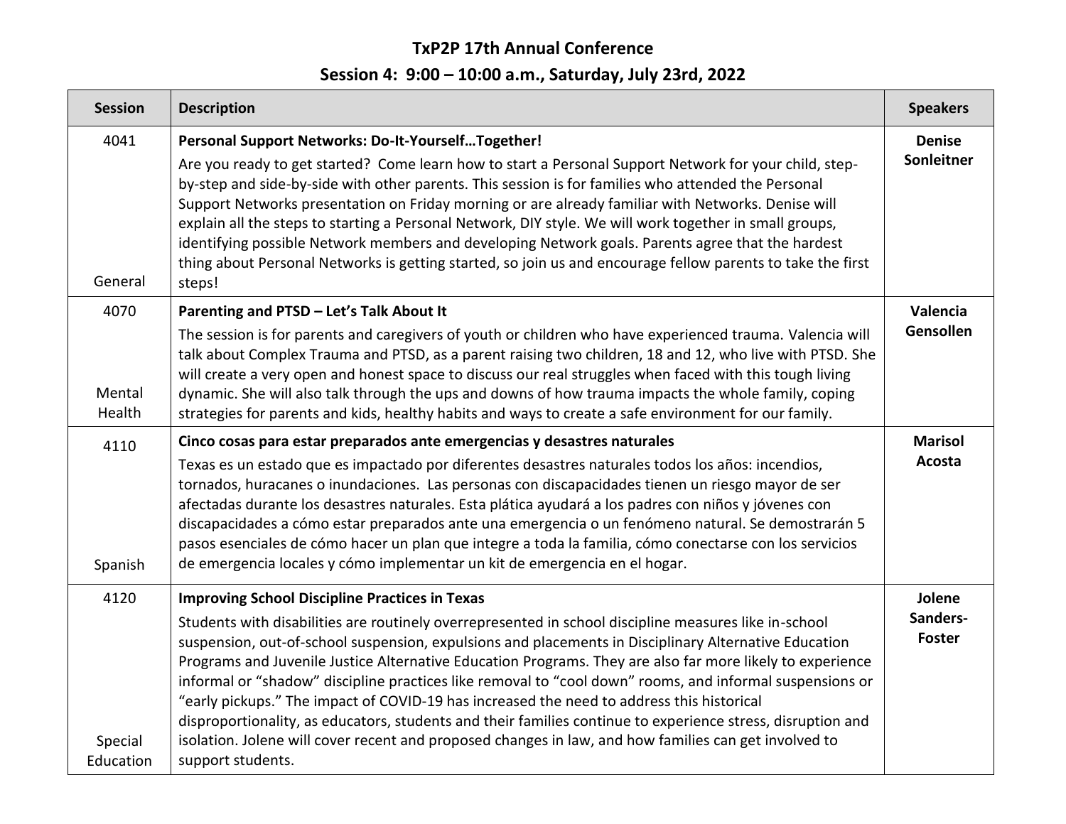# TxP2P 17th Annual Conference

## Session 4: 9:00 – 10:00 a.m., Saturday, July 23rd, 2022

| Session | Description | Speakers |
|---|---|---|
| 4041<br><br>General | **Personal Support Networks: Do-It-Yourself…Together!**<br>Are you ready to get started? Come learn how to start a Personal Support Network for your child, step-by-step and side-by-side with other parents. This session is for families who attended the Personal Support Networks presentation on Friday morning or are already familiar with Networks. Denise will explain all the steps to starting a Personal Network, DIY style. We will work together in small groups, identifying possible Network members and developing Network goals. Parents agree that the hardest thing about Personal Networks is getting started, so join us and encourage fellow parents to take the first steps! | **Denise Sonleitner** |
| 4070<br><br>Mental Health | **Parenting and PTSD – Let's Talk About It**<br>The session is for parents and caregivers of youth or children who have experienced trauma. Valencia will talk about Complex Trauma and PTSD, as a parent raising two children, 18 and 12, who live with PTSD. She will create a very open and honest space to discuss our real struggles when faced with this tough living dynamic. She will also talk through the ups and downs of how trauma impacts the whole family, coping strategies for parents and kids, healthy habits and ways to create a safe environment for our family. | **Valencia Gensollen** |
| 4110<br><br>Spanish | **Cinco cosas para estar preparados ante emergencias y desastres naturales**<br>Texas es un estado que es impactado por diferentes desastres naturales todos los años: incendios, tornados, huracanes o inundaciones. Las personas con discapacidades tienen un riesgo mayor de ser afectadas durante los desastres naturales. Esta plática ayudará a los padres con niños y jóvenes con discapacidades a cómo estar preparados ante una emergencia o un fenómeno natural. Se demostrarán 5 pasos esenciales de cómo hacer un plan que integre a toda la familia, cómo conectarse con los servicios de emergencia locales y cómo implementar un kit de emergencia en el hogar. | **Marisol Acosta** |
| 4120<br><br>Special Education | **Improving School Discipline Practices in Texas**<br>Students with disabilities are routinely overrepresented in school discipline measures like in-school suspension, out-of-school suspension, expulsions and placements in Disciplinary Alternative Education Programs and Juvenile Justice Alternative Education Programs. They are also far more likely to experience informal or "shadow" discipline practices like removal to "cool down" rooms, and informal suspensions or "early pickups." The impact of COVID-19 has increased the need to address this historical disproportionality, as educators, students and their families continue to experience stress, disruption and isolation. Jolene will cover recent and proposed changes in law, and how families can get involved to support students. | **Jolene Sanders-Foster** |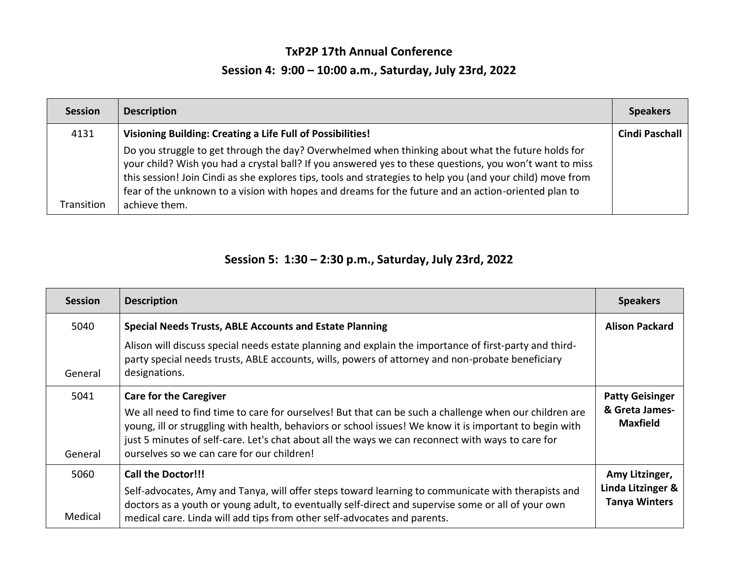## TxP2P 17th Annual Conference

## Session 4: 9:00 – 10:00 a.m., Saturday, July 23rd, 2022

| Session | Description | Speakers |
|---|---|---|
| 4131<br><br>Transition | **Visioning Building: Creating a Life Full of Possibilities!**<br>Do you struggle to get through the day? Overwhelmed when thinking about what the future holds for your child? Wish you had a crystal ball? If you answered yes to these questions, you won't want to miss this session! Join Cindi as she explores tips, tools and strategies to help you (and your child) move from fear of the unknown to a vision with hopes and dreams for the future and an action-oriented plan to achieve them. | **Cindi Paschall** |

## Session 5: 1:30 – 2:30 p.m., Saturday, July 23rd, 2022

| Session | Description | Speakers |
|---|---|---|
| 5040<br><br>General | **Special Needs Trusts, ABLE Accounts and Estate Planning**<br>Alison will discuss special needs estate planning and explain the importance of first-party and third-party special needs trusts, ABLE accounts, wills, powers of attorney and non-probate beneficiary designations. | **Alison Packard** |
| 5041<br><br>General | **Care for the Caregiver**<br>We all need to find time to care for ourselves! But that can be such a challenge when our children are young, ill or struggling with health, behaviors or school issues! We know it is important to begin with just 5 minutes of self-care. Let's chat about all the ways we can reconnect with ways to care for ourselves so we can care for our children! | **Patty Geisinger & Greta James-Maxfield** |
| 5060<br><br>Medical | **Call the Doctor!!!**<br>Self-advocates, Amy and Tanya, will offer steps toward learning to communicate with therapists and doctors as a youth or young adult, to eventually self-direct and supervise some or all of your own medical care. Linda will add tips from other self-advocates and parents. | **Amy Litzinger, Linda Litzinger & Tanya Winters** |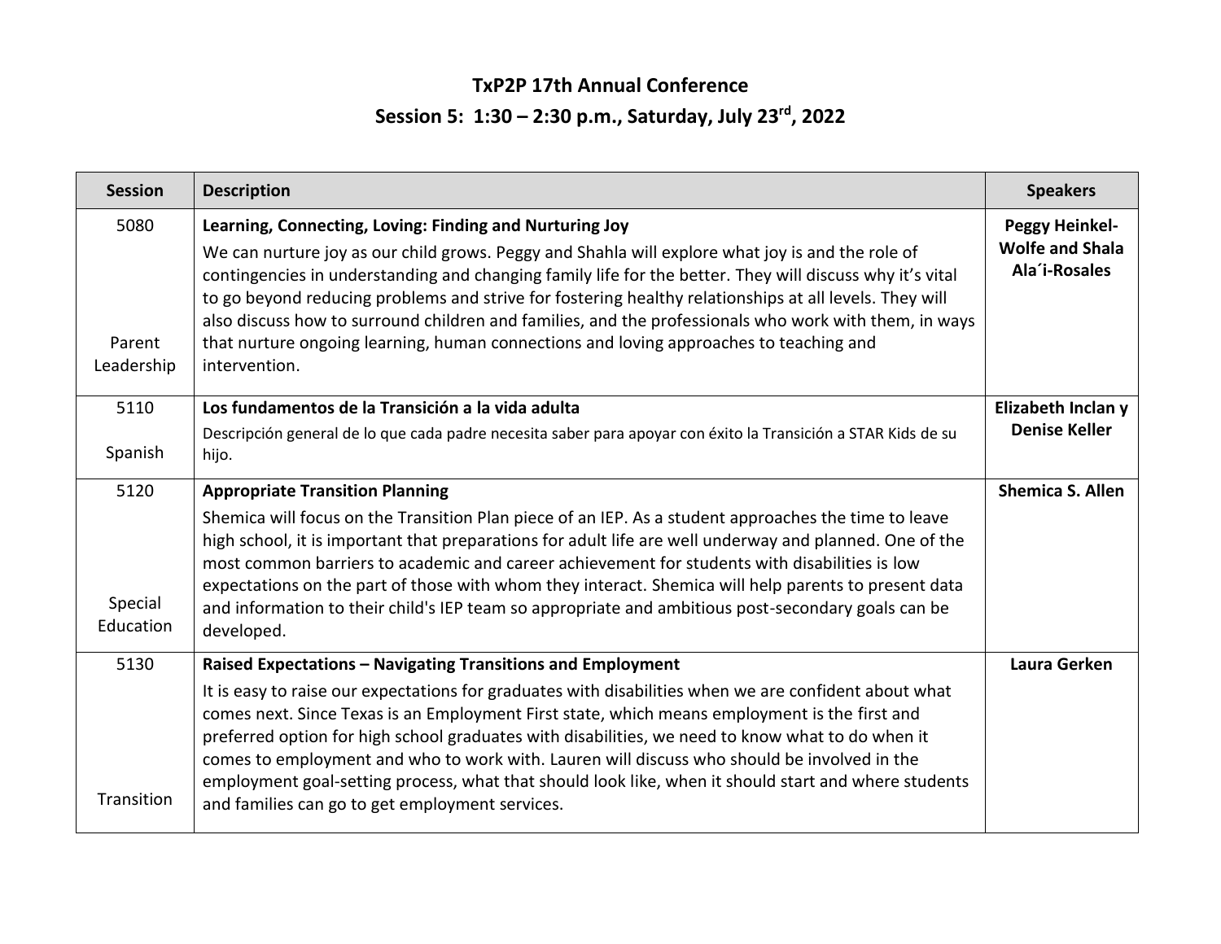# TxP2P 17th Annual Conference

## Session 5: 1:30 – 2:30 p.m., Saturday, July 23rd, 2022

| Session | Description | Speakers |
|---|---|---|
| 5080<br><br>Parent Leadership | **Learning, Connecting, Loving: Finding and Nurturing Joy**<br>We can nurture joy as our child grows. Peggy and Shahla will explore what joy is and the role of contingencies in understanding and changing family life for the better. They will discuss why it's vital to go beyond reducing problems and strive for fostering healthy relationships at all levels. They will also discuss how to surround children and families, and the professionals who work with them, in ways that nurture ongoing learning, human connections and loving approaches to teaching and intervention. | **Peggy Heinkel-Wolfe and Shala Ala´i-Rosales** |
| 5110<br><br>Spanish | **Los fundamentos de la Transición a la vida adulta**<br>Descripción general de lo que cada padre necesita saber para apoyar con éxito la Transición a STAR Kids de su hijo. | **Elizabeth Inclan y Denise Keller** |
| 5120<br><br>Special Education | **Appropriate Transition Planning**<br>Shemica will focus on the Transition Plan piece of an IEP. As a student approaches the time to leave high school, it is important that preparations for adult life are well underway and planned. One of the most common barriers to academic and career achievement for students with disabilities is low expectations on the part of those with whom they interact. Shemica will help parents to present data and information to their child's IEP team so appropriate and ambitious post-secondary goals can be developed. | **Shemica S. Allen** |
| 5130<br><br>Transition | **Raised Expectations – Navigating Transitions and Employment**<br>It is easy to raise our expectations for graduates with disabilities when we are confident about what comes next. Since Texas is an Employment First state, which means employment is the first and preferred option for high school graduates with disabilities, we need to know what to do when it comes to employment and who to work with. Lauren will discuss who should be involved in the employment goal-setting process, what that should look like, when it should start and where students and families can go to get employment services. | **Laura Gerken** |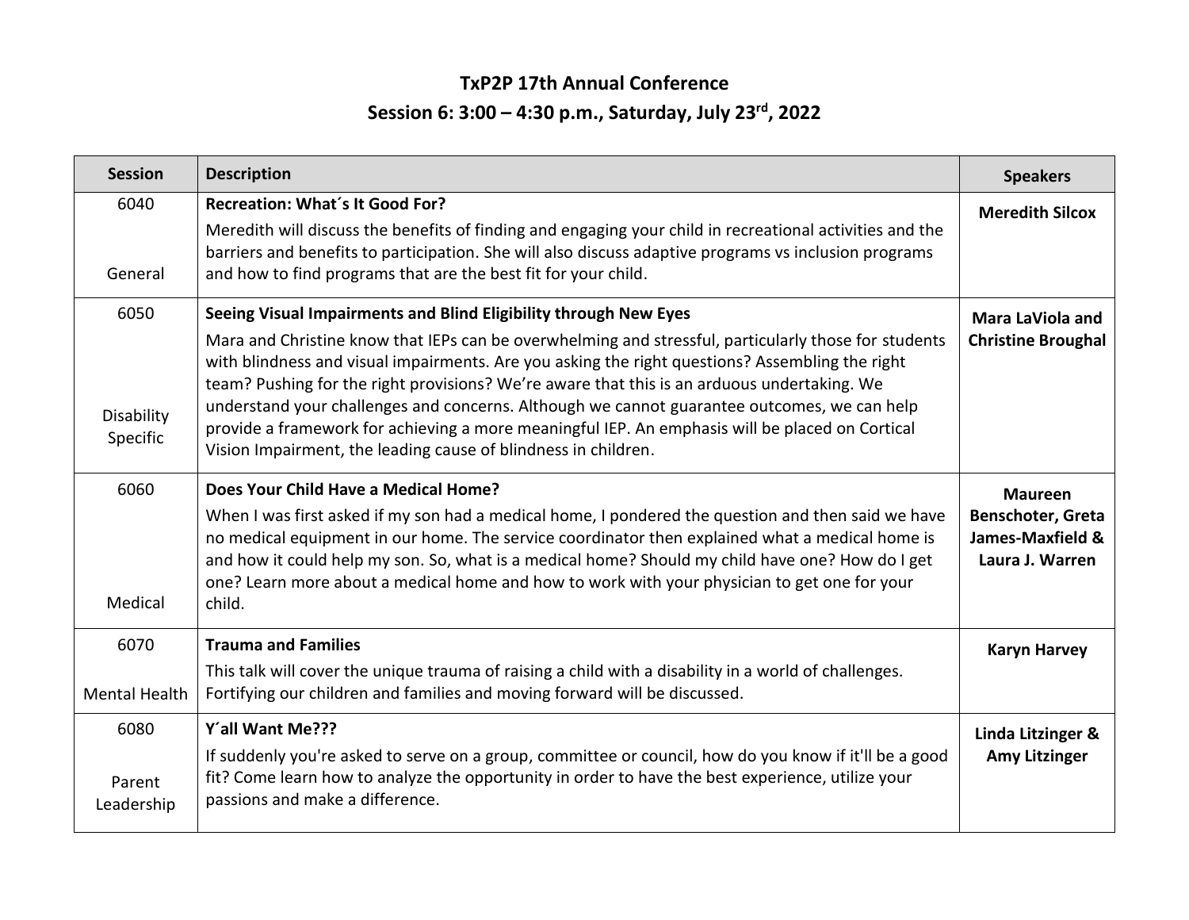# TxP2P 17th Annual Conference

## Session 6: 3:00 – 4:30 p.m., Saturday, July 23rd, 2022

| Session | Description | Speakers |
|---|---|---|
| 6040<br><br>General | **Recreation: What´s It Good For?**<br>Meredith will discuss the benefits of finding and engaging your child in recreational activities and the barriers and benefits to participation. She will also discuss adaptive programs vs inclusion programs and how to find programs that are the best fit for your child. | **Meredith Silcox** |
| 6050<br><br>Disability Specific | **Seeing Visual Impairments and Blind Eligibility through New Eyes**<br>Mara and Christine know that IEPs can be overwhelming and stressful, particularly those for students with blindness and visual impairments. Are you asking the right questions? Assembling the right team? Pushing for the right provisions? We're aware that this is an arduous undertaking. We understand your challenges and concerns. Although we cannot guarantee outcomes, we can help provide a framework for achieving a more meaningful IEP. An emphasis will be placed on Cortical Vision Impairment, the leading cause of blindness in children. | **Mara LaViola and Christine Broughal** |
| 6060<br><br>Medical | **Does Your Child Have a Medical Home?**<br>When I was first asked if my son had a medical home, I pondered the question and then said we have no medical equipment in our home. The service coordinator then explained what a medical home is and how it could help my son. So, what is a medical home? Should my child have one? How do I get one? Learn more about a medical home and how to work with your physician to get one for your child. | **Maureen Benschoter, Greta James-Maxfield & Laura J. Warren** |
| 6070<br><br>Mental Health | **Trauma and Families**<br>This talk will cover the unique trauma of raising a child with a disability in a world of challenges. Fortifying our children and families and moving forward will be discussed. | **Karyn Harvey** |
| 6080<br><br>Parent Leadership | **Y´all Want Me???**<br>If suddenly you're asked to serve on a group, committee or council, how do you know if it'll be a good fit? Come learn how to analyze the opportunity in order to have the best experience, utilize your passions and make a difference. | **Linda Litzinger & Amy Litzinger** |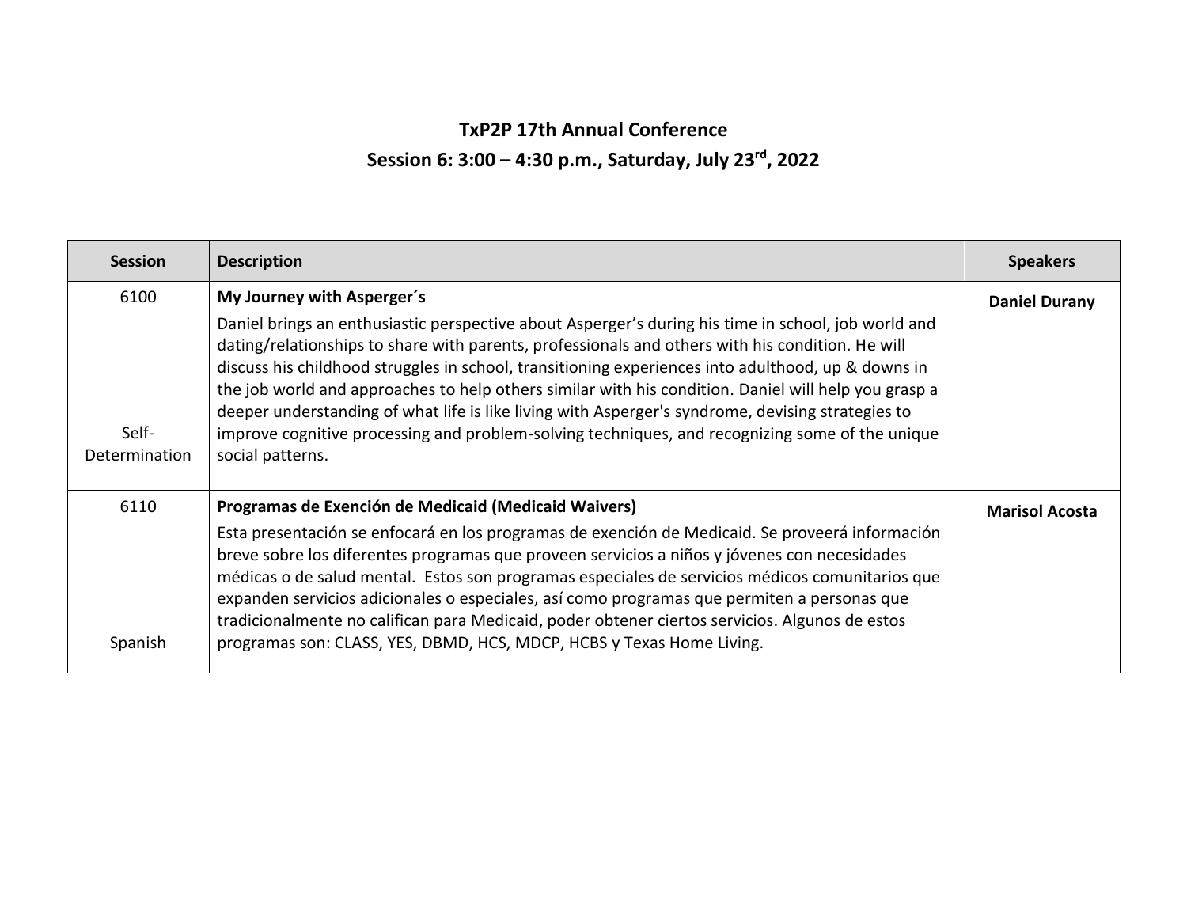# TxP2P 17th Annual Conference

## Session 6: 3:00 – 4:30 p.m., Saturday, July 23rd, 2022

| Session | Description | Speakers |
|---|---|---|
| 6100<br><br>Self-Determination | **My Journey with Asperger´s**<br>Daniel brings an enthusiastic perspective about Asperger's during his time in school, job world and dating/relationships to share with parents, professionals and others with his condition. He will discuss his childhood struggles in school, transitioning experiences into adulthood, up & downs in the job world and approaches to help others similar with his condition. Daniel will help you grasp a deeper understanding of what life is like living with Asperger's syndrome, devising strategies to improve cognitive processing and problem-solving techniques, and recognizing some of the unique social patterns. | **Daniel Durany** |
| 6110<br><br>Spanish | **Programas de Exención de Medicaid (Medicaid Waivers)**<br>Esta presentación se enfocará en los programas de exención de Medicaid. Se proveerá información breve sobre los diferentes programas que proveen servicios a niños y jóvenes con necesidades médicas o de salud mental. Estos son programas especiales de servicios médicos comunitarios que expanden servicios adicionales o especiales, así como programas que permiten a personas que tradicionalmente no califican para Medicaid, poder obtener ciertos servicios. Algunos de estos programas son: CLASS, YES, DBMD, HCS, MDCP, HCBS y Texas Home Living. | **Marisol Acosta** |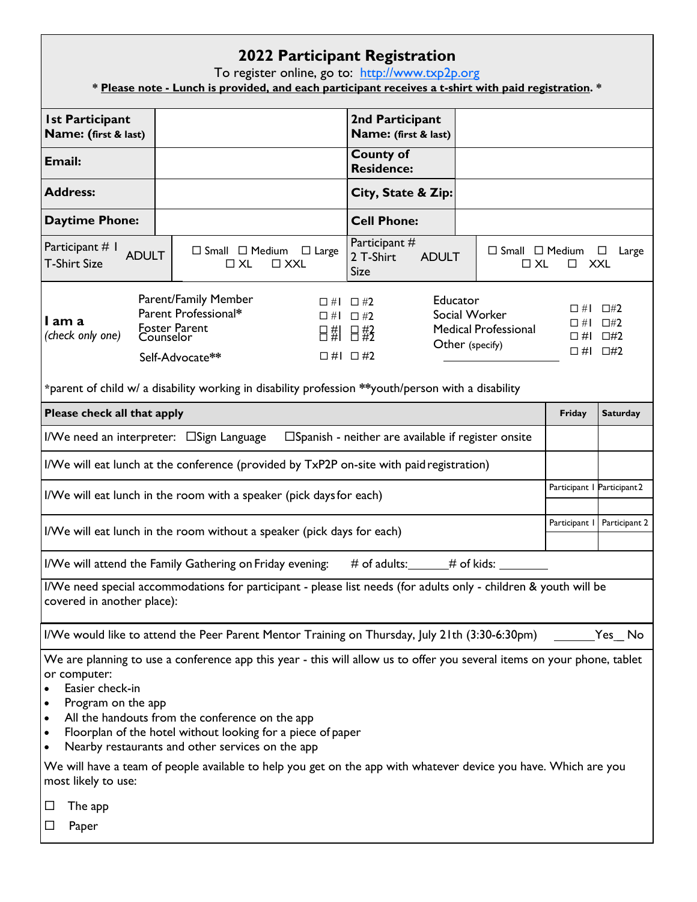# 2022 Participant Registration

To register online, go to: http://www.txp2p.org

*** Please note - Lunch is provided, and each participant receives a t-shirt with paid registration. ***

| | | | |
|---|---|---|---|
| **1st Participant Name:** (first & last) | | **2nd Participant Name:** (first & last) | |
| **Email:** | | **County of Residence:** | |
| **Address:** | | **City, State & Zip:** | |
| **Daytime Phone:** | | **Cell Phone:** | |
| Participant # 1 T-Shirt Size ADULT | ☐ Small ☐ Medium ☐ Large ☐ XL ☐ XXL | Participant # 2 T-Shirt Size ADULT | ☐ Small ☐ Medium ☐ Large ☐ XL ☐ XXL |

**I am a** *(check only one)*

| | | | |
|---|---|---|---|
| Parent/Family Member | ☐ #1 ☐ #2 | Educator | ☐ #1 ☐ #2 |
| Parent Professional* | ☐ #1 ☐ #2 | Social Worker | ☐ #1 ☐ #2 |
| Foster Parent | ☐ #1 ☐ #2 | Medical Professional | ☐ #1 ☐ #2 |
| Counselor | ☐ #1 ☐ #2 | Other (specify) ________ | ☐ #1 ☐ #2 |
| Self-Advocate** | ☐ #1 ☐ #2 | | |

*parent of child w/ a disability working in disability profession **youth/person with a disability

| **Please check all that apply** | **Friday** | **Saturday** |
|---|---|---|
| I/We need an interpreter: ☐Sign Language ☐Spanish - neither are available if register onsite | | |
| I/We will eat lunch at the conference (provided by TxP2P on-site with paid registration) | | |
| I/We will eat lunch in the room with a speaker (pick days for each) | Participant 1 | Participant 2 |
| I/We will eat lunch in the room without a speaker (pick days for each) | Participant 1 | Participant 2 |

I/We will attend the Family Gathering on Friday evening: # of adults:______ # of kids: ________

I/We need special accommodations for participant - please list needs (for adults only - children & youth will be covered in another place):

I/We would like to attend the Peer Parent Mentor Training on Thursday, July 21th (3:30-6:30pm) ______Yes__ No

We are planning to use a conference app this year - this will allow us to offer you several items on your phone, tablet or computer:

- Easier check-in
- Program on the app
- All the handouts from the conference on the app
- Floorplan of the hotel without looking for a piece of paper
- Nearby restaurants and other services on the app

We will have a team of people available to help you get on the app with whatever device you have. Which are you most likely to use:

☐ The app

☐ Paper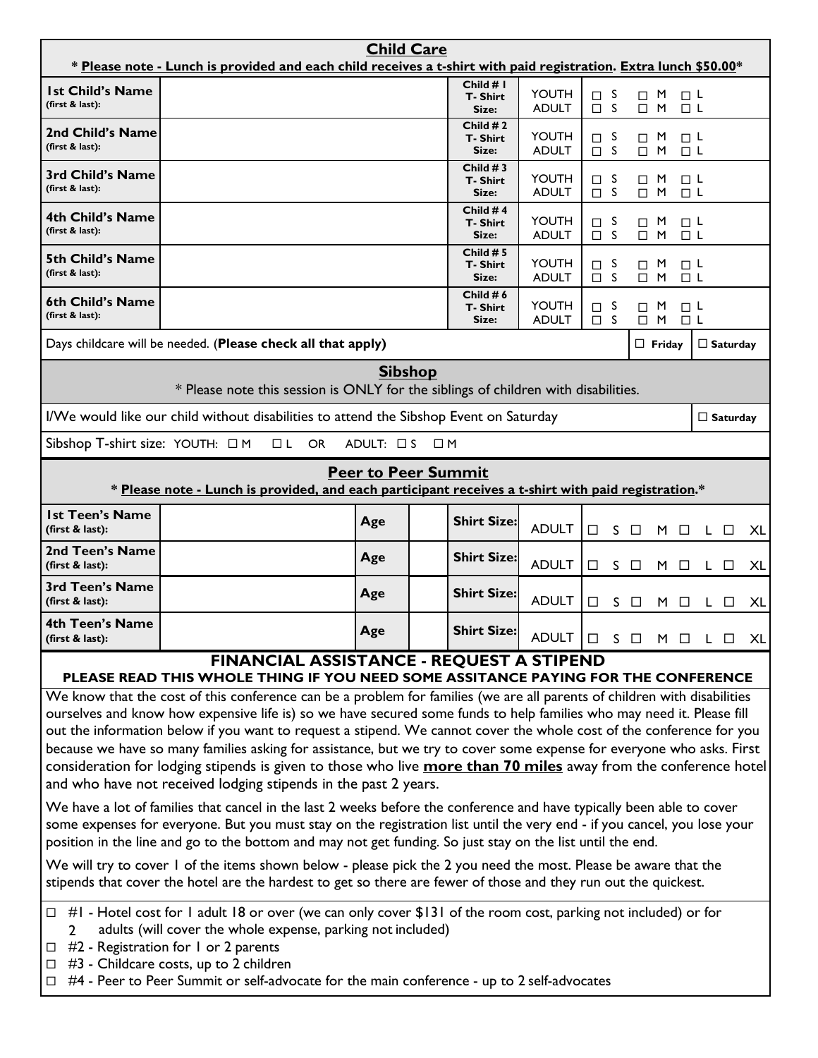## Child Care

**\* Please note - Lunch is provided and each child receives a t-shirt with paid registration. Extra lunch $50.00\***

| | | | | |
|---|---|---|---|---|
| **1st Child's Name** (first & last): | | **Child # 1 T-Shirt Size:** | YOUTH<br>ADULT | ☐ S ☐ M ☐ L<br>☐ S ☐ M ☐ L |
| **2nd Child's Name** (first & last): | | **Child # 2 T-Shirt Size:** | YOUTH<br>ADULT | ☐ S ☐ M ☐ L<br>☐ S ☐ M ☐ L |
| **3rd Child's Name** (first & last): | | **Child # 3 T-Shirt Size:** | YOUTH<br>ADULT | ☐ S ☐ M ☐ L<br>☐ S ☐ M ☐ L |
| **4th Child's Name** (first & last): | | **Child # 4 T-Shirt Size:** | YOUTH<br>ADULT | ☐ S ☐ M ☐ L<br>☐ S ☐ M ☐ L |
| **5th Child's Name** (first & last): | | **Child # 5 T-Shirt Size:** | YOUTH<br>ADULT | ☐ S ☐ M ☐ L<br>☐ S ☐ M ☐ L |
| **6th Child's Name** (first & last): | | **Child # 6 T-Shirt Size:** | YOUTH<br>ADULT | ☐ S ☐ M ☐ L<br>☐ S ☐ M ☐ L |

Days childcare will be needed. (**Please check all that apply)** ☐ **Friday** ☐ **Saturday**

## Sibshop

\* Please note this session is ONLY for the siblings of children with disabilities.

I/We would like our child without disabilities to attend the Sibshop Event on Saturday ☐ **Saturday**

Sibshop T-shirt size: YOUTH: ☐ M ☐ L OR ADULT: ☐ S ☐ M

## Peer to Peer Summit

**\* Please note - Lunch is provided, and each participant receives a t-shirt with paid registration.\***

| | | | | | | |
|---|---|---|---|---|---|---|
| **1st Teen's Name** (first & last): | | **Age** | | **Shirt Size:** | ADULT | ☐ S ☐ M ☐ L ☐ XL |
| **2nd Teen's Name** (first & last): | | **Age** | | **Shirt Size:** | ADULT | ☐ S ☐ M ☐ L ☐ XL |
| **3rd Teen's Name** (first & last): | | **Age** | | **Shirt Size:** | ADULT | ☐ S ☐ M ☐ L ☐ XL |
| **4th Teen's Name** (first & last): | | **Age** | | **Shirt Size:** | ADULT | ☐ S ☐ M ☐ L ☐ XL |

## FINANCIAL ASSISTANCE - REQUEST A STIPEND

**PLEASE READ THIS WHOLE THING IF YOU NEED SOME ASSITANCE PAYING FOR THE CONFERENCE**

We know that the cost of this conference can be a problem for families (we are all parents of children with disabilities ourselves and know how expensive life is) so we have secured some funds to help families who may need it. Please fill out the information below if you want to request a stipend. We cannot cover the whole cost of the conference for you because we have so many families asking for assistance, but we try to cover some expense for everyone who asks. First consideration for lodging stipends is given to those who live **more than 70 miles** away from the conference hotel and who have not received lodging stipends in the past 2 years.

We have a lot of families that cancel in the last 2 weeks before the conference and have typically been able to cover some expenses for everyone. But you must stay on the registration list until the very end - if you cancel, you lose your position in the line and go to the bottom and may not get funding. So just stay on the list until the end.

We will try to cover 1 of the items shown below - please pick the 2 you need the most. Please be aware that the stipends that cover the hotel are the hardest to get so there are fewer of those and they run out the quickest.

- ☐ #1 - Hotel cost for 1 adult 18 or over (we can only cover $131 of the room cost, parking not included) or for 2 adults (will cover the whole expense, parking not included)
- ☐ #2 - Registration for 1 or 2 parents
- ☐ #3 - Childcare costs, up to 2 children
- ☐ #4 - Peer to Peer Summit or self-advocate for the main conference - up to 2 self-advocates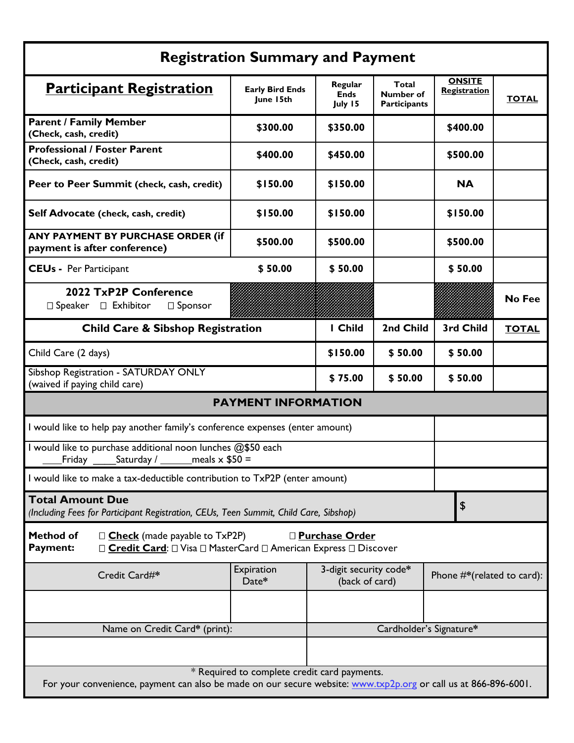# Registration Summary and Payment

| **Participant Registration** | Early Bird Ends June 15th | Regular Ends July 15 | Total Number of Participants | ONSITE Registration | TOTAL |
|---|---|---|---|---|---|
| **Parent / Family Member** (Check, cash, credit) | $300.00 | $350.00 | | $400.00 | |
| **Professional / Foster Parent** (Check, cash, credit) | $400.00 | $450.00 | | $500.00 | |
| **Peer to Peer Summit** (check, cash, credit) | $150.00 | $150.00 | | NA | |
| **Self Advocate** (check, cash, credit) | $150.00 | $150.00 | | $150.00 | |
| **ANY PAYMENT BY PURCHASE ORDER** (if payment is after conference) | $500.00 | $500.00 | | $500.00 | |
| **CEUs -** Per Participant | $ 50.00 | $ 50.00 | | $ 50.00 | |
| **2022 TxP2P Conference** ☐ Speaker ☐ Exhibitor ☐ Sponsor | | | | | No Fee |

| **Child Care & Sibshop Registration** | 1 Child | 2nd Child | 3rd Child | TOTAL |
|---|---|---|---|---|
| Child Care (2 days) | $150.00 | $ 50.00 | $ 50.00 | |
| Sibshop Registration - SATURDAY ONLY (waived if paying child care) | $ 75.00 | $ 50.00 | $ 50.00 | |

## PAYMENT INFORMATION

| | |
|---|---|
| I would like to help pay another family's conference expenses (enter amount) | |
| I would like to purchase additional noon lunches @$50 each ____Friday ____Saturday / ______meals x $50 = | |
| I would like to make a tax-deductible contribution to TxP2P (enter amount) | |
| **Total Amount Due** *(Including Fees for Participant Registration, CEUs, Teen Summit, Child Care, Sibshop)* | $ |

**Method of Payment:** ☐ **Check** (made payable to TxP2P) ☐ **Purchase Order**
☐ **Credit Card**: ☐ Visa ☐ MasterCard ☐ American Express ☐ Discover

| Credit Card#* | Expiration Date* | 3-digit security code* (back of card) | Phone #*(related to card): |
|---|---|---|---|
| | | | |

| Name on Credit Card* (print): | Cardholder's Signature* |
|---|---|
| | |

\* Required to complete credit card payments.
For your convenience, payment can also be made on our secure website: www.txp2p.org or call us at 866-896-6001.